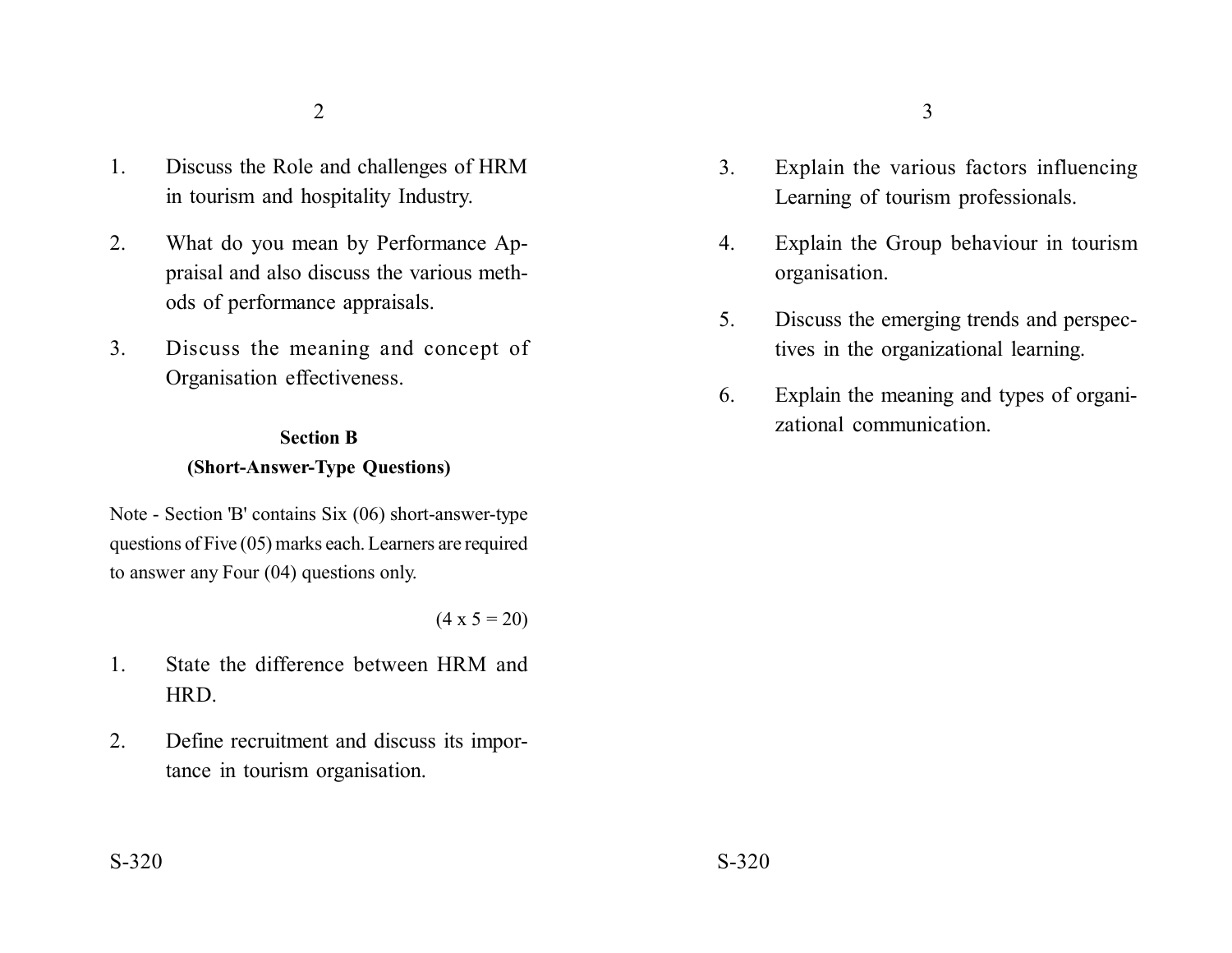1. Discuss the Role and challenges of HRM in tourism and hospitality Industry.

2. What do you mean by Performance Appraisal and also discuss the various methods of performance appraisals.

3. Discuss the meaning and concept of Organisation effectiveness.

## Section B

### (Short-Answer-Type Questions)

Note - Section 'B' contains Six (06) short-answer-type questions of Five (05) marks each. Learners are required to answer any Four (04) questions only.

(4 x 5 = 20)

1. State the difference between HRM and HRD.

2. Define recruitment and discuss its importance in tourism organisation.

3. Explain the various factors influencing Learning of tourism professionals.

4. Explain the Group behaviour in tourism organisation.

5. Discuss the emerging trends and perspectives in the organizational learning.

6. Explain the meaning and types of organizational communication.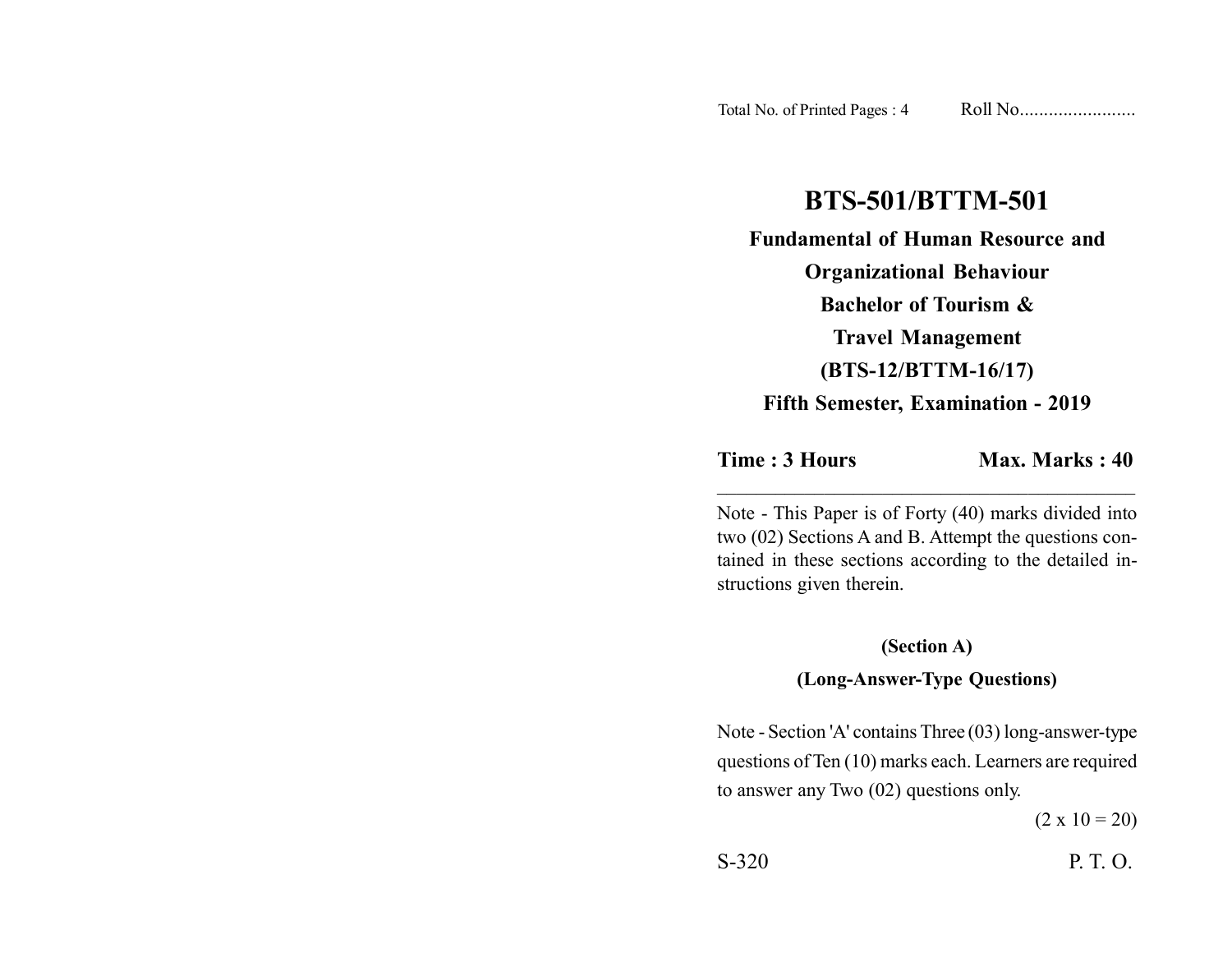Total No. of Printed Pages : 4 Roll No........................

# BTS-501/BTTM-501

## Fundamental of Human Resource and Organizational Behaviour

## Bachelor of Tourism & Travel Management

## (BTS-12/BTTM-16/17)

## Fifth Semester, Examination - 2019

**Time : 3 Hours** **Max. Marks : 40**

---

Note - This Paper is of Forty (40) marks divided into two (02) Sections A and B. Attempt the questions contained in these sections according to the detailed instructions given therein.

### (Section A)

### (Long-Answer-Type Questions)

Note - Section 'A' contains Three (03) long-answer-type questions of Ten (10) marks each. Learners are required to answer any Two (02) questions only.

(2 x 10 = 20)

S-320 P. T. O.